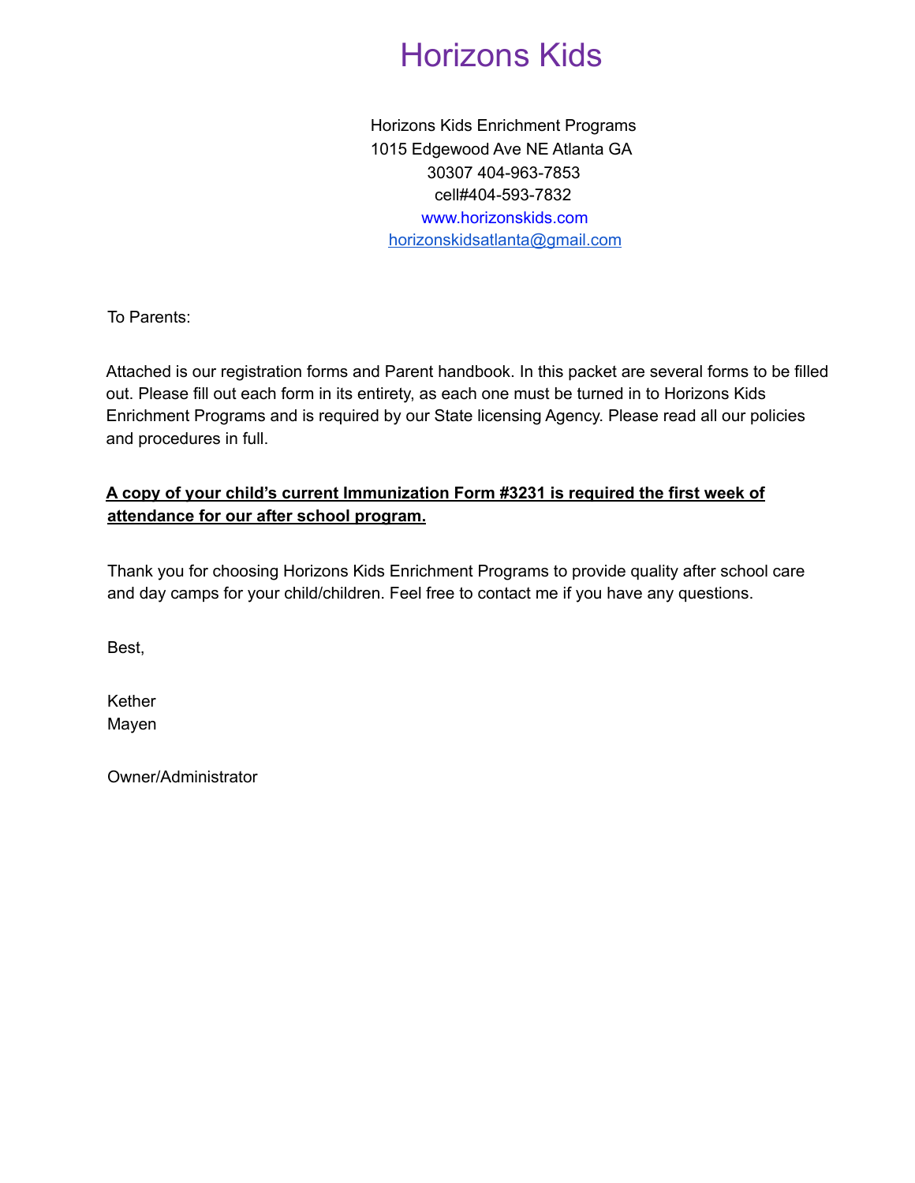# Horizons Kids

Horizons Kids Enrichment Programs
1015 Edgewood Ave NE Atlanta GA
30307 404-963-7853
cell#404-593-7832
www.horizonskids.com
horizonskidsatlanta@gmail.com

To Parents:

Attached is our registration forms and Parent handbook. In this packet are several forms to be filled out. Please fill out each form in its entirety, as each one must be turned in to Horizons Kids Enrichment Programs and is required by our State licensing Agency. Please read all our policies and procedures in full.

**A copy of your child's current Immunization Form #3231 is required the first week of attendance for our after school program.**

Thank you for choosing Horizons Kids Enrichment Programs to provide quality after school care and day camps for your child/children. Feel free to contact me if you have any questions.

Best,

Kether
Mayen

Owner/Administrator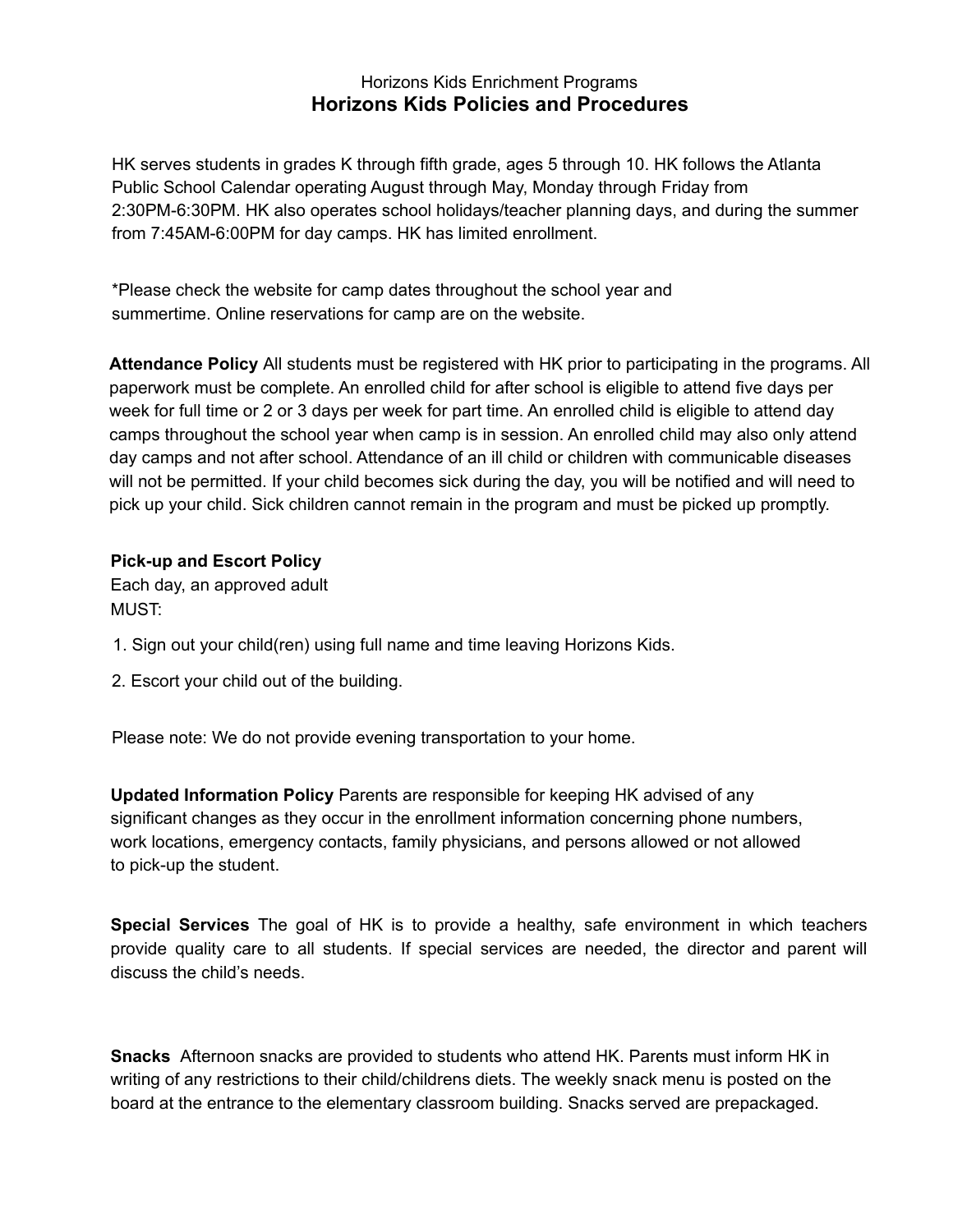Horizons Kids Enrichment Programs

# Horizons Kids Policies and Procedures

HK serves students in grades K through fifth grade, ages 5 through 10. HK follows the Atlanta Public School Calendar operating August through May, Monday through Friday from 2:30PM-6:30PM. HK also operates school holidays/teacher planning days, and during the summer from 7:45AM-6:00PM for day camps. HK has limited enrollment.

*Please check the website for camp dates throughout the school year and summertime. Online reservations for camp are on the website.

**Attendance Policy** All students must be registered with HK prior to participating in the programs. All paperwork must be complete. An enrolled child for after school is eligible to attend five days per week for full time or 2 or 3 days per week for part time. An enrolled child is eligible to attend day camps throughout the school year when camp is in session. An enrolled child may also only attend day camps and not after school. Attendance of an ill child or children with communicable diseases will not be permitted. If your child becomes sick during the day, you will be notified and will need to pick up your child. Sick children cannot remain in the program and must be picked up promptly.

**Pick-up and Escort Policy**

Each day, an approved adult MUST:

1. Sign out your child(ren) using full name and time leaving Horizons Kids.
2. Escort your child out of the building.

Please note: We do not provide evening transportation to your home.

**Updated Information Policy** Parents are responsible for keeping HK advised of any significant changes as they occur in the enrollment information concerning phone numbers, work locations, emergency contacts, family physicians, and persons allowed or not allowed to pick-up the student.

**Special Services** The goal of HK is to provide a healthy, safe environment in which teachers provide quality care to all students. If special services are needed, the director and parent will discuss the child's needs.

**Snacks** Afternoon snacks are provided to students who attend HK. Parents must inform HK in writing of any restrictions to their child/childrens diets. The weekly snack menu is posted on the board at the entrance to the elementary classroom building. Snacks served are prepackaged.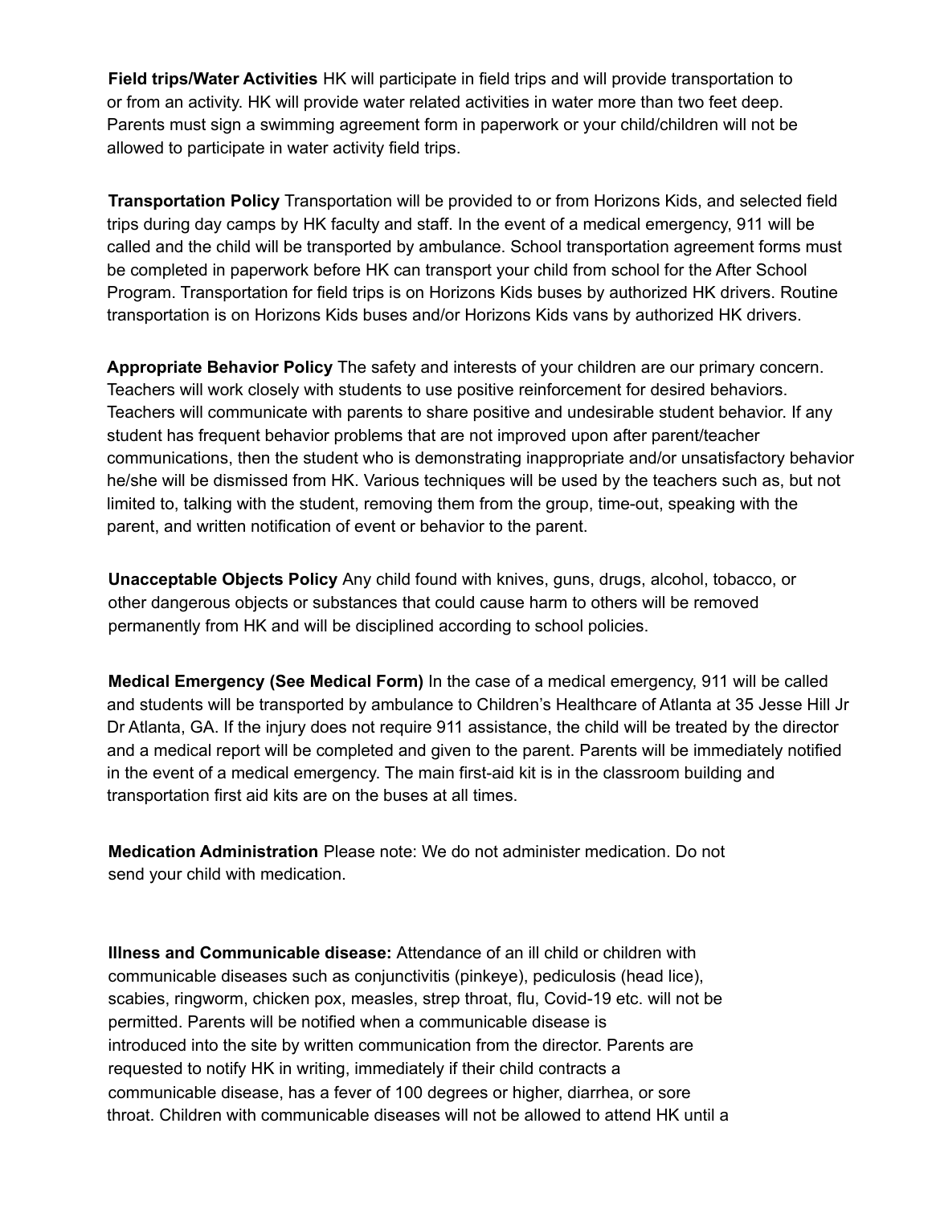**Field trips/Water Activities** HK will participate in field trips and will provide transportation to or from an activity. HK will provide water related activities in water more than two feet deep. Parents must sign a swimming agreement form in paperwork or your child/children will not be allowed to participate in water activity field trips.

**Transportation Policy** Transportation will be provided to or from Horizons Kids, and selected field trips during day camps by HK faculty and staff. In the event of a medical emergency, 911 will be called and the child will be transported by ambulance. School transportation agreement forms must be completed in paperwork before HK can transport your child from school for the After School Program. Transportation for field trips is on Horizons Kids buses by authorized HK drivers. Routine transportation is on Horizons Kids buses and/or Horizons Kids vans by authorized HK drivers.

**Appropriate Behavior Policy** The safety and interests of your children are our primary concern. Teachers will work closely with students to use positive reinforcement for desired behaviors. Teachers will communicate with parents to share positive and undesirable student behavior. If any student has frequent behavior problems that are not improved upon after parent/teacher communications, then the student who is demonstrating inappropriate and/or unsatisfactory behavior he/she will be dismissed from HK. Various techniques will be used by the teachers such as, but not limited to, talking with the student, removing them from the group, time-out, speaking with the parent, and written notification of event or behavior to the parent.

**Unacceptable Objects Policy** Any child found with knives, guns, drugs, alcohol, tobacco, or other dangerous objects or substances that could cause harm to others will be removed permanently from HK and will be disciplined according to school policies.

**Medical Emergency (See Medical Form)** In the case of a medical emergency, 911 will be called and students will be transported by ambulance to Children's Healthcare of Atlanta at 35 Jesse Hill Jr Dr Atlanta, GA. If the injury does not require 911 assistance, the child will be treated by the director and a medical report will be completed and given to the parent. Parents will be immediately notified in the event of a medical emergency. The main first-aid kit is in the classroom building and transportation first aid kits are on the buses at all times.

**Medication Administration** Please note: We do not administer medication. Do not send your child with medication.

**Illness and Communicable disease:** Attendance of an ill child or children with communicable diseases such as conjunctivitis (pinkeye), pediculosis (head lice), scabies, ringworm, chicken pox, measles, strep throat, flu, Covid-19 etc. will not be permitted. Parents will be notified when a communicable disease is introduced into the site by written communication from the director. Parents are requested to notify HK in writing, immediately if their child contracts a communicable disease, has a fever of 100 degrees or higher, diarrhea, or sore throat. Children with communicable diseases will not be allowed to attend HK until a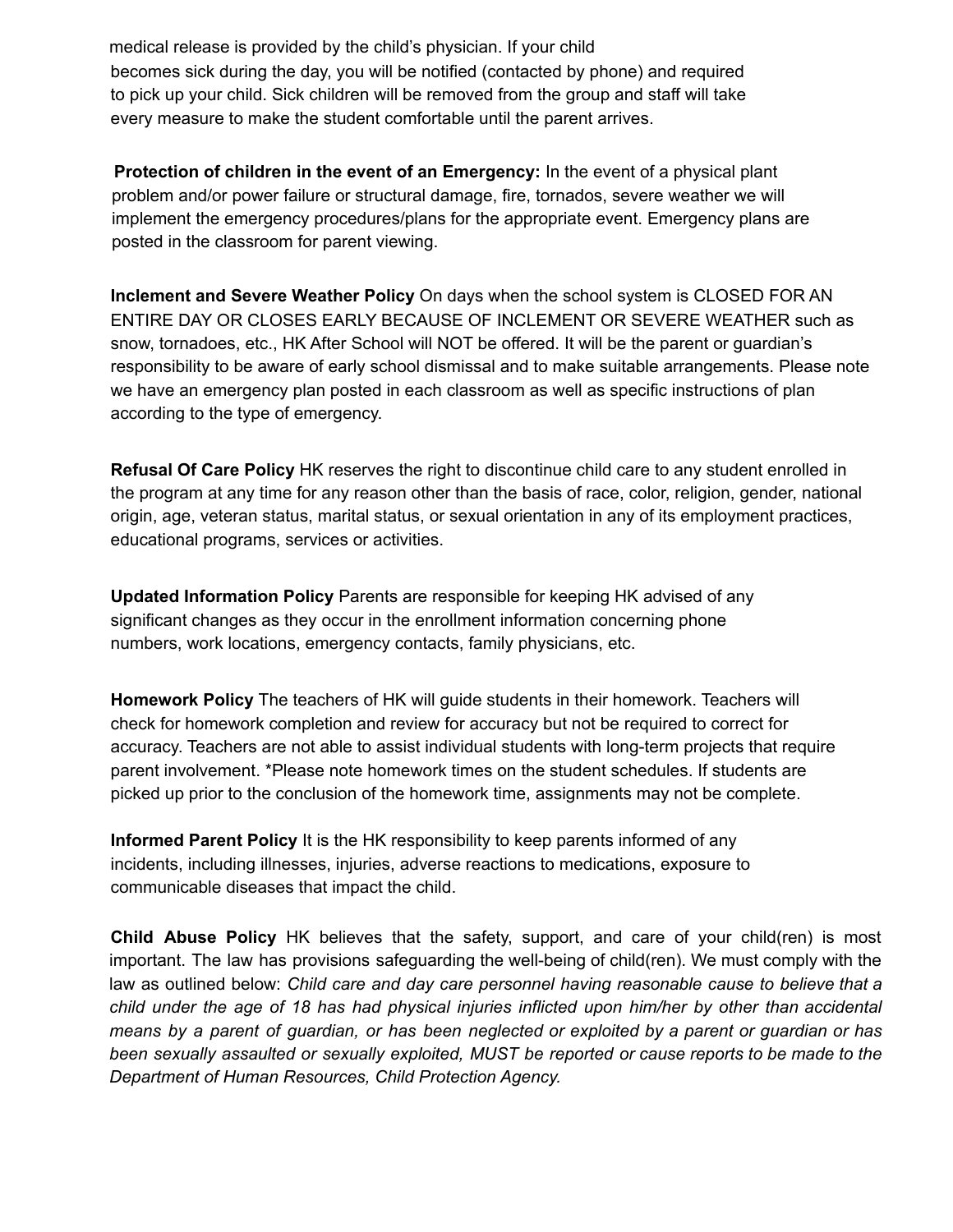medical release is provided by the child's physician. If your child becomes sick during the day, you will be notified (contacted by phone) and required to pick up your child. Sick children will be removed from the group and staff will take every measure to make the student comfortable until the parent arrives.

**Protection of children in the event of an Emergency:** In the event of a physical plant problem and/or power failure or structural damage, fire, tornados, severe weather we will implement the emergency procedures/plans for the appropriate event. Emergency plans are posted in the classroom for parent viewing.

**Inclement and Severe Weather Policy** On days when the school system is CLOSED FOR AN ENTIRE DAY OR CLOSES EARLY BECAUSE OF INCLEMENT OR SEVERE WEATHER such as snow, tornadoes, etc., HK After School will NOT be offered. It will be the parent or guardian's responsibility to be aware of early school dismissal and to make suitable arrangements. Please note we have an emergency plan posted in each classroom as well as specific instructions of plan according to the type of emergency.

**Refusal Of Care Policy** HK reserves the right to discontinue child care to any student enrolled in the program at any time for any reason other than the basis of race, color, religion, gender, national origin, age, veteran status, marital status, or sexual orientation in any of its employment practices, educational programs, services or activities.

**Updated Information Policy** Parents are responsible for keeping HK advised of any significant changes as they occur in the enrollment information concerning phone numbers, work locations, emergency contacts, family physicians, etc.

**Homework Policy** The teachers of HK will guide students in their homework. Teachers will check for homework completion and review for accuracy but not be required to correct for accuracy. Teachers are not able to assist individual students with long-term projects that require parent involvement. *Please note homework times on the student schedules. If students are picked up prior to the conclusion of the homework time, assignments may not be complete.

**Informed Parent Policy** It is the HK responsibility to keep parents informed of any incidents, including illnesses, injuries, adverse reactions to medications, exposure to communicable diseases that impact the child.

**Child Abuse Policy** HK believes that the safety, support, and care of your child(ren) is most important. The law has provisions safeguarding the well-being of child(ren). We must comply with the law as outlined below: *Child care and day care personnel having reasonable cause to believe that a child under the age of 18 has had physical injuries inflicted upon him/her by other than accidental means by a parent of guardian, or has been neglected or exploited by a parent or guardian or has been sexually assaulted or sexually exploited, MUST be reported or cause reports to be made to the Department of Human Resources, Child Protection Agency.*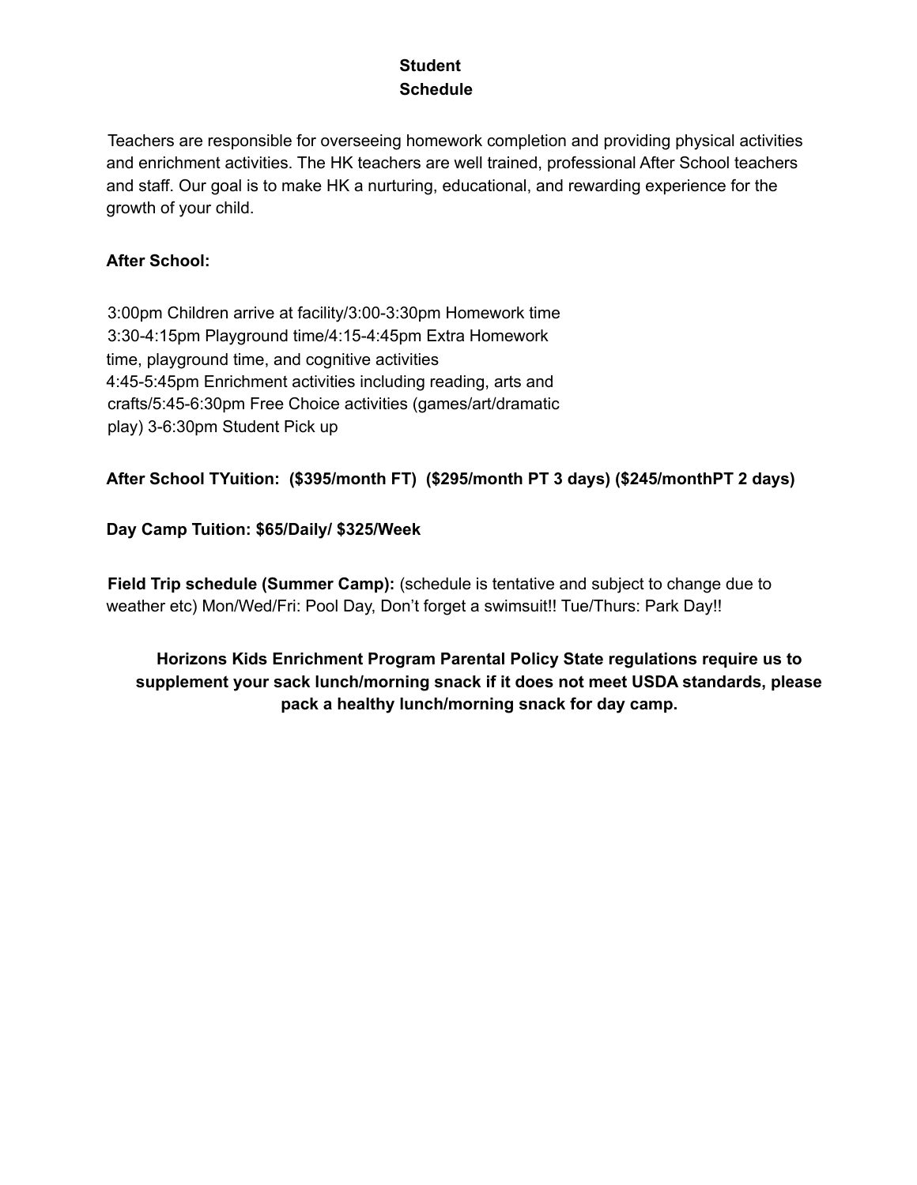**Student Schedule**

Teachers are responsible for overseeing homework completion and providing physical activities and enrichment activities. The HK teachers are well trained, professional After School teachers and staff. Our goal is to make HK a nurturing, educational, and rewarding experience for the growth of your child.

**After School:**

3:00pm Children arrive at facility/3:00-3:30pm Homework time
3:30-4:15pm Playground time/4:15-4:45pm Extra Homework time, playground time, and cognitive activities
4:45-5:45pm Enrichment activities including reading, arts and crafts/5:45-6:30pm Free Choice activities (games/art/dramatic play) 3-6:30pm Student Pick up

**After School TYuition: ($395/month FT) ($295/month PT 3 days) ($245/monthPT 2 days)**

**Day Camp Tuition: $65/Daily/ $325/Week**

**Field Trip schedule (Summer Camp):** (schedule is tentative and subject to change due to weather etc) Mon/Wed/Fri: Pool Day, Don't forget a swimsuit!! Tue/Thurs: Park Day!!

**Horizons Kids Enrichment Program Parental Policy State regulations require us to supplement your sack lunch/morning snack if it does not meet USDA standards, please pack a healthy lunch/morning snack for day camp.**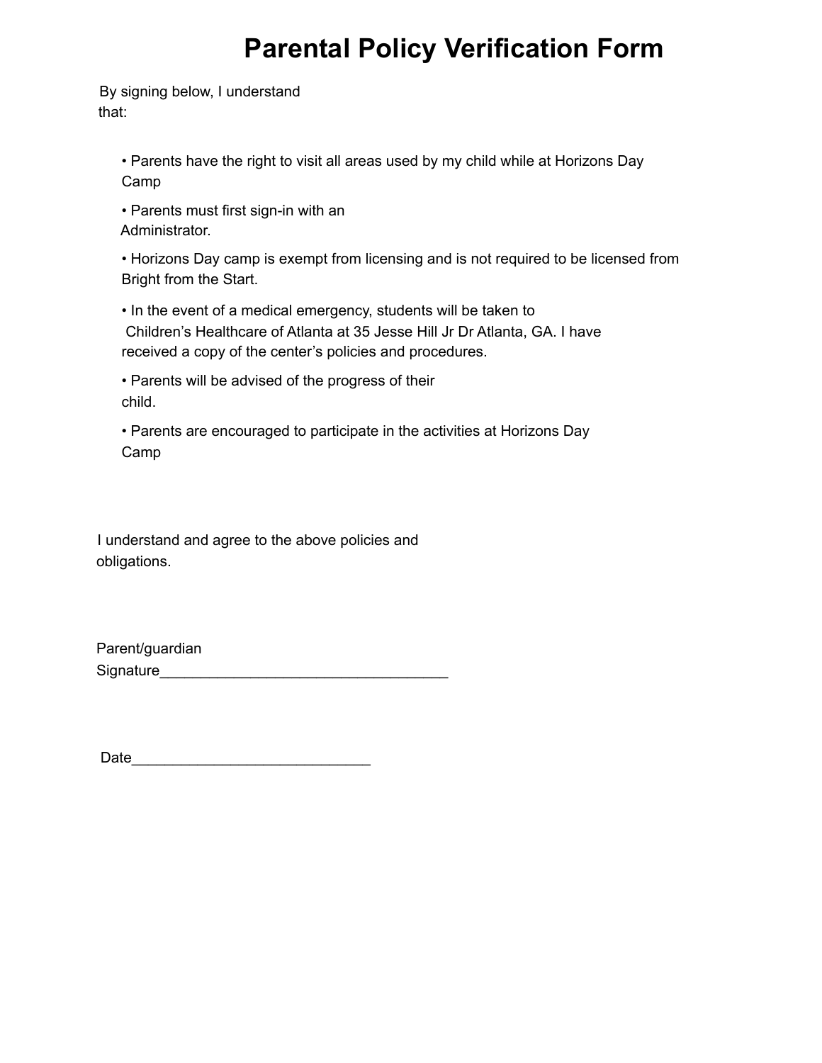# Parental Policy Verification Form

By signing below, I understand that:

- Parents have the right to visit all areas used by my child while at Horizons Day Camp
- Parents must first sign-in with an Administrator.
- Horizons Day camp is exempt from licensing and is not required to be licensed from Bright from the Start.
- In the event of a medical emergency, students will be taken to Children's Healthcare of Atlanta at 35 Jesse Hill Jr Dr Atlanta, GA. I have received a copy of the center's policies and procedures.
- Parents will be advised of the progress of their child.
- Parents are encouraged to participate in the activities at Horizons Day Camp

I understand and agree to the above policies and obligations.

Parent/guardian Signature___________________________________

Date____________________________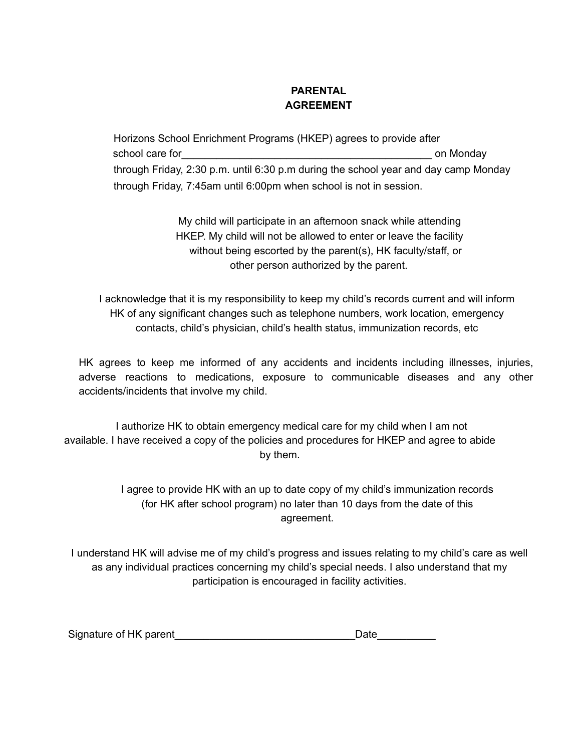**PARENTAL AGREEMENT**

Horizons School Enrichment Programs (HKEP) agrees to provide after school care for_____________________________________________ on Monday through Friday, 2:30 p.m. until 6:30 p.m during the school year and day camp Monday through Friday, 7:45am until 6:00pm when school is not in session.

My child will participate in an afternoon snack while attending HKEP. My child will not be allowed to enter or leave the facility without being escorted by the parent(s), HK faculty/staff, or other person authorized by the parent.

I acknowledge that it is my responsibility to keep my child's records current and will inform HK of any significant changes such as telephone numbers, work location, emergency contacts, child's physician, child's health status, immunization records, etc

HK agrees to keep me informed of any accidents and incidents including illnesses, injuries, adverse reactions to medications, exposure to communicable diseases and any other accidents/incidents that involve my child.

I authorize HK to obtain emergency medical care for my child when I am not available. I have received a copy of the policies and procedures for HKEP and agree to abide by them.

I agree to provide HK with an up to date copy of my child's immunization records (for HK after school program) no later than 10 days from the date of this agreement.

I understand HK will advise me of my child's progress and issues relating to my child's care as well as any individual practices concerning my child's special needs. I also understand that my participation is encouraged in facility activities.

Signature of HK parent_______________________________Date__________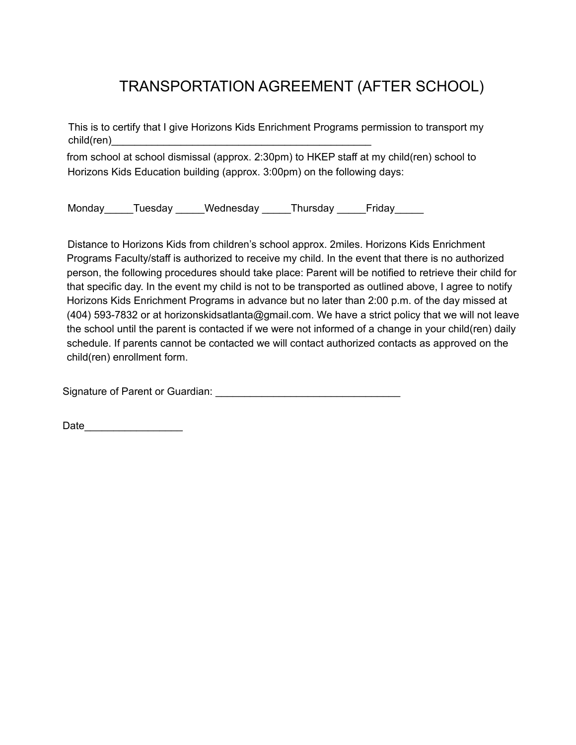# TRANSPORTATION AGREEMENT (AFTER SCHOOL)

This is to certify that I give Horizons Kids Enrichment Programs permission to transport my child(ren)_______________________________________________

from school at school dismissal (approx. 2:30pm) to HKEP staff at my child(ren) school to Horizons Kids Education building (approx. 3:00pm) on the following days:

Monday_____Tuesday _____Wednesday _____Thursday _____Friday_____

Distance to Horizons Kids from children's school approx. 2miles. Horizons Kids Enrichment Programs Faculty/staff is authorized to receive my child. In the event that there is no authorized person, the following procedures should take place: Parent will be notified to retrieve their child for that specific day. In the event my child is not to be transported as outlined above, I agree to notify Horizons Kids Enrichment Programs in advance but no later than 2:00 p.m. of the day missed at (404) 593-7832 or at horizonskidsatlanta@gmail.com. We have a strict policy that we will not leave the school until the parent is contacted if we were not informed of a change in your child(ren) daily schedule. If parents cannot be contacted we will contact authorized contacts as approved on the child(ren) enrollment form.

Signature of Parent or Guardian: _________________________________

Date_________________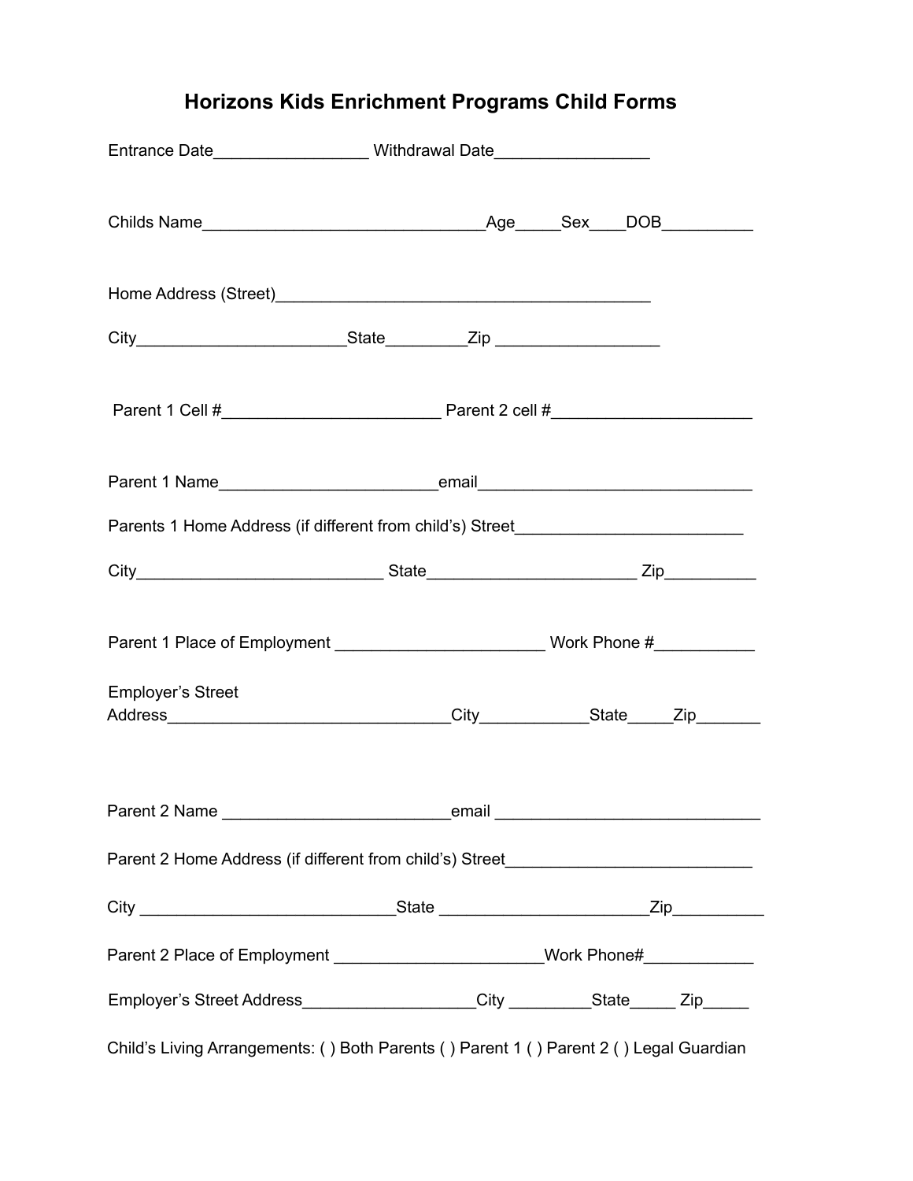# Horizons Kids Enrichment Programs Child Forms

Entrance Date_________________ Withdrawal Date_________________

Childs Name_______________________________Age_____Sex____DOB__________

Home Address (Street)_________________________________________

City_______________________State_________Zip __________________

Parent 1 Cell #________________________ Parent 2 cell #______________________

Parent 1 Name________________________email______________________________

Parents 1 Home Address (if different from child's) Street_________________________

City___________________________ State_______________________ Zip__________

Parent 1 Place of Employment _______________________ Work Phone #___________

Employer's Street Address_______________________________City____________State_____Zip_______

Parent 2 Name _________________________email _____________________________

Parent 2 Home Address (if different from child's) Street___________________________

City ____________________________State _______________________Zip__________

Parent 2 Place of Employment _______________________Work Phone#____________

Employer's Street Address___________________City _________State_____ Zip_____

Child's Living Arrangements: ( ) Both Parents ( ) Parent 1 ( ) Parent 2 ( ) Legal Guardian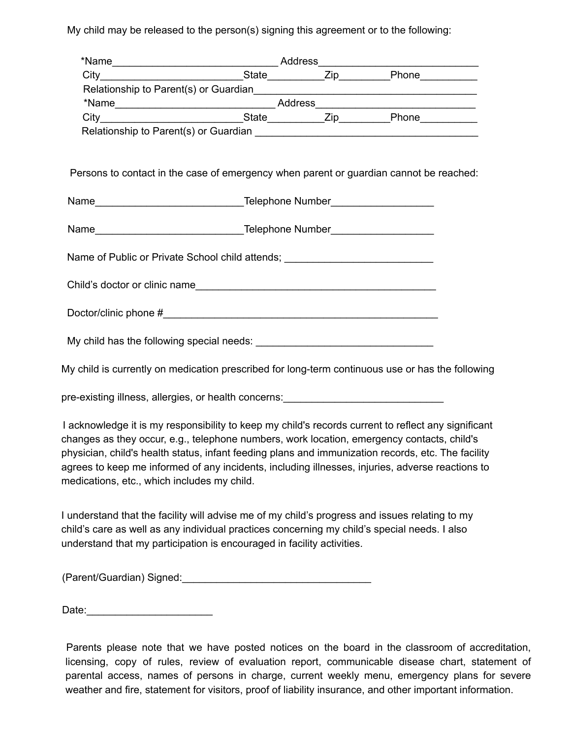My child may be released to the person(s) signing this agreement or to the following:

*Name______________________________ Address_____________________________
City_________________________State__________Zip_________Phone__________
Relationship to Parent(s) or Guardian________________________________________
*Name_____________________________ Address____________________________
City_________________________State__________Zip_________Phone__________
Relationship to Parent(s) or Guardian ________________________________________

Persons to contact in the case of emergency when parent or guardian cannot be reached:

Name__________________________Telephone Number__________________

Name__________________________Telephone Number__________________

Name of Public or Private School child attends; __________________________

Child's doctor or clinic name__________________________________________

Doctor/clinic phone #_________________________________________________

My child has the following special needs: _______________________________

My child is currently on medication prescribed for long-term continuous use or has the following

pre-existing illness, allergies, or health concerns:____________________________

I acknowledge it is my responsibility to keep my child's records current to reflect any significant changes as they occur, e.g., telephone numbers, work location, emergency contacts, child's physician, child's health status, infant feeding plans and immunization records, etc. The facility agrees to keep me informed of any incidents, including illnesses, injuries, adverse reactions to medications, etc., which includes my child.

I understand that the facility will advise me of my child's progress and issues relating to my child's care as well as any individual practices concerning my child's special needs. I also understand that my participation is encouraged in facility activities.

(Parent/Guardian) Signed:_________________________________

Date:______________________

Parents please note that we have posted notices on the board in the classroom of accreditation, licensing, copy of rules, review of evaluation report, communicable disease chart, statement of parental access, names of persons in charge, current weekly menu, emergency plans for severe weather and fire, statement for visitors, proof of liability insurance, and other important information.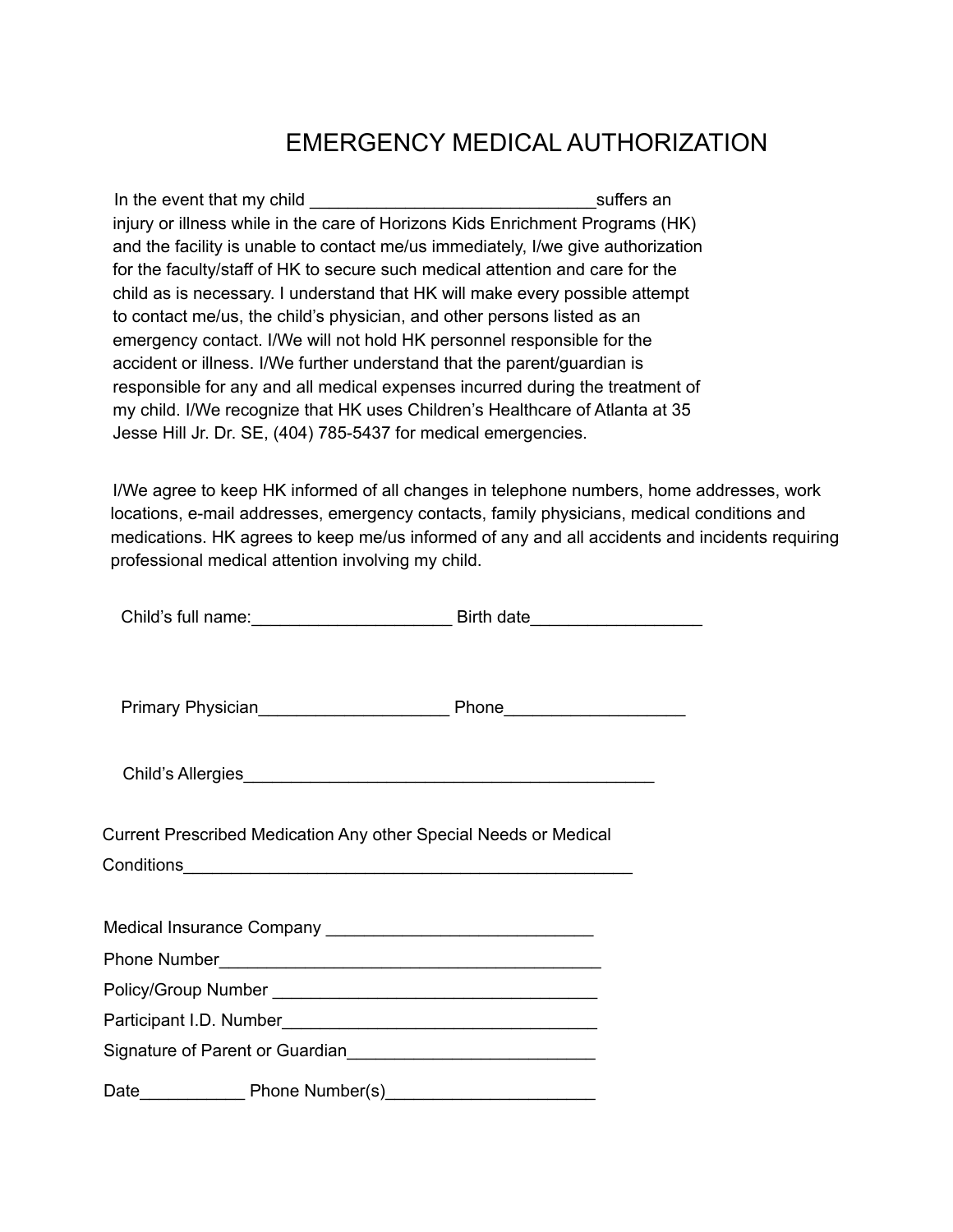# EMERGENCY MEDICAL AUTHORIZATION

In the event that my child ______________________________suffers an injury or illness while in the care of Horizons Kids Enrichment Programs (HK) and the facility is unable to contact me/us immediately, I/we give authorization for the faculty/staff of HK to secure such medical attention and care for the child as is necessary. I understand that HK will make every possible attempt to contact me/us, the child's physician, and other persons listed as an emergency contact. I/We will not hold HK personnel responsible for the accident or illness. I/We further understand that the parent/guardian is responsible for any and all medical expenses incurred during the treatment of my child. I/We recognize that HK uses Children's Healthcare of Atlanta at 35 Jesse Hill Jr. Dr. SE, (404) 785-5437 for medical emergencies.

I/We agree to keep HK informed of all changes in telephone numbers, home addresses, work locations, e-mail addresses, emergency contacts, family physicians, medical conditions and medications. HK agrees to keep me/us informed of any and all accidents and incidents requiring professional medical attention involving my child.

Child's full name:_____________________ Birth date__________________

Primary Physician____________________ Phone___________________

Child's Allergies___________________________________________

Current Prescribed Medication Any other Special Needs or Medical Conditions_______________________________________________

Medical Insurance Company ___________________________

Phone Number________________________________________

Policy/Group Number __________________________________

Participant I.D. Number_________________________________

Signature of Parent or Guardian__________________________

Date___________ Phone Number(s)______________________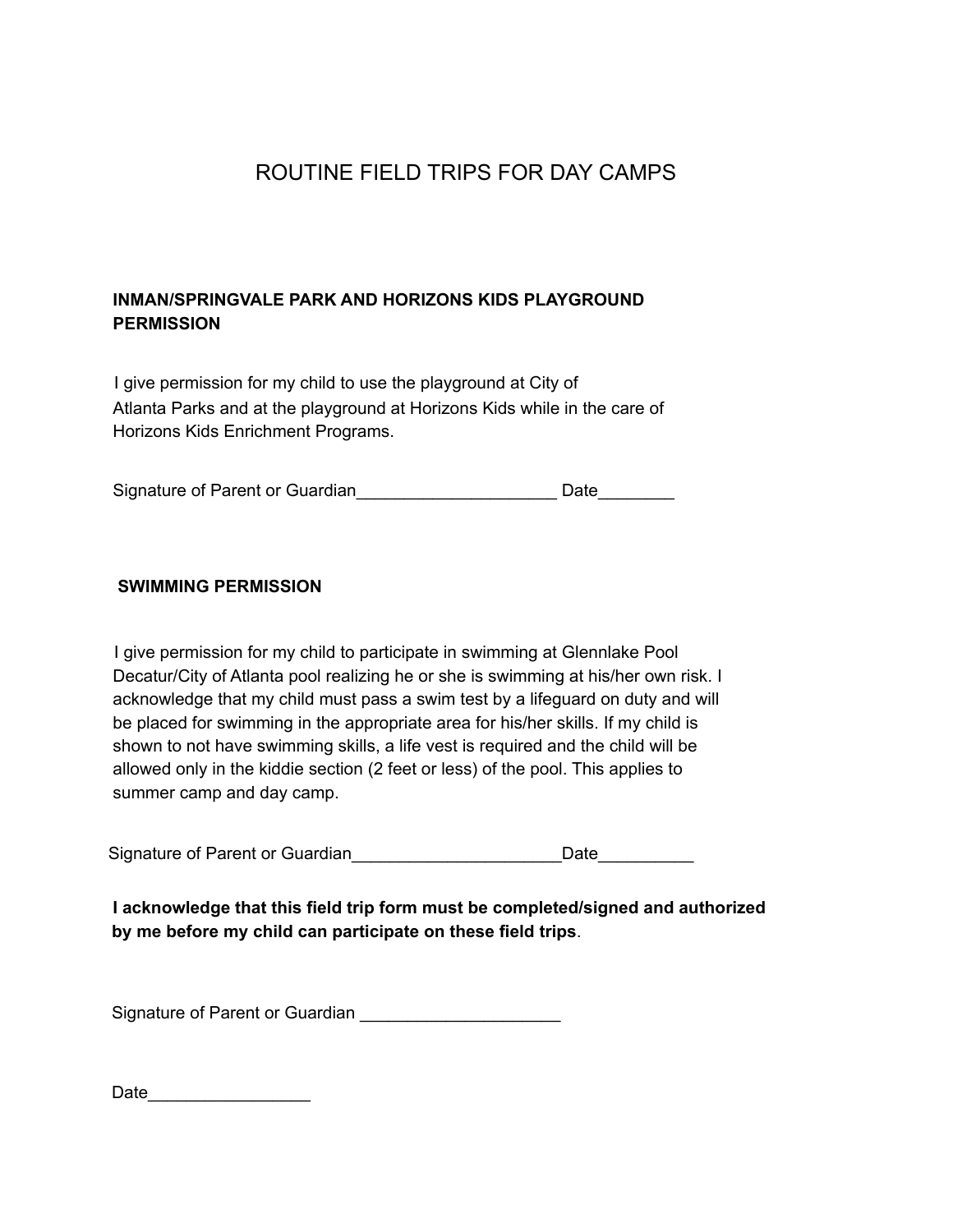# ROUTINE FIELD TRIPS FOR DAY CAMPS

**INMAN/SPRINGVALE PARK AND HORIZONS KIDS PLAYGROUND PERMISSION**

I give permission for my child to use the playground at City of Atlanta Parks and at the playground at Horizons Kids while in the care of Horizons Kids Enrichment Programs.

Signature of Parent or Guardian_____________________ Date________

**SWIMMING PERMISSION**

I give permission for my child to participate in swimming at Glennlake Pool Decatur/City of Atlanta pool realizing he or she is swimming at his/her own risk. I acknowledge that my child must pass a swim test by a lifeguard on duty and will be placed for swimming in the appropriate area for his/her skills. If my child is shown to not have swimming skills, a life vest is required and the child will be allowed only in the kiddie section (2 feet or less) of the pool. This applies to summer camp and day camp.

Signature of Parent or Guardian______________________Date__________

**I acknowledge that this field trip form must be completed/signed and authorized by me before my child can participate on these field trips**.

Signature of Parent or Guardian _____________________

Date_________________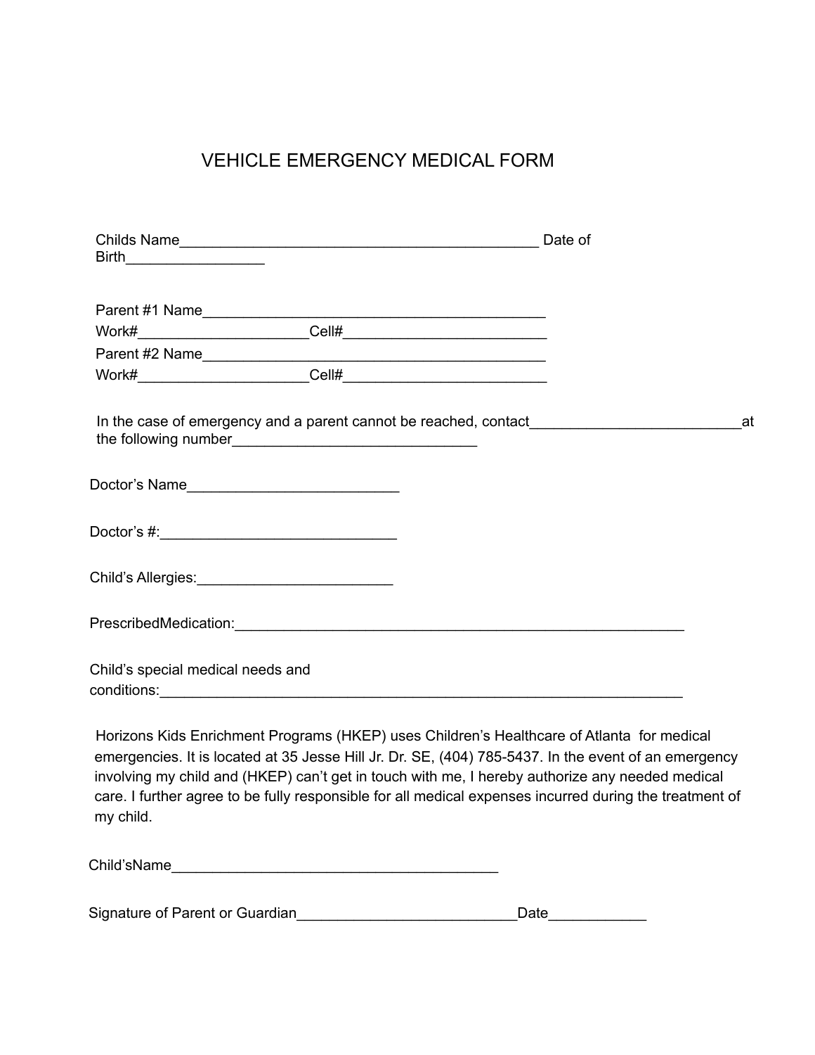# VEHICLE EMERGENCY MEDICAL FORM

Childs Name_____________________________________________ Date of Birth_________________

Parent #1 Name___________________________________________
Work#_____________________Cell#_________________________
Parent #2 Name___________________________________________
Work#_____________________Cell#_________________________

In the case of emergency and a parent cannot be reached, contact__________________________at the following number______________________________

Doctor's Name__________________________

Doctor's #:_____________________________

Child's Allergies:________________________

PrescribedMedication:________________________________________________________

Child's special medical needs and conditions:_________________________________________________________________

Horizons Kids Enrichment Programs (HKEP) uses Children's Healthcare of Atlanta for medical emergencies. It is located at 35 Jesse Hill Jr. Dr. SE, (404) 785-5437. In the event of an emergency involving my child and (HKEP) can't get in touch with me, I hereby authorize any needed medical care. I further agree to be fully responsible for all medical expenses incurred during the treatment of my child.

Child'sName________________________________________

Signature of Parent or Guardian___________________________Date____________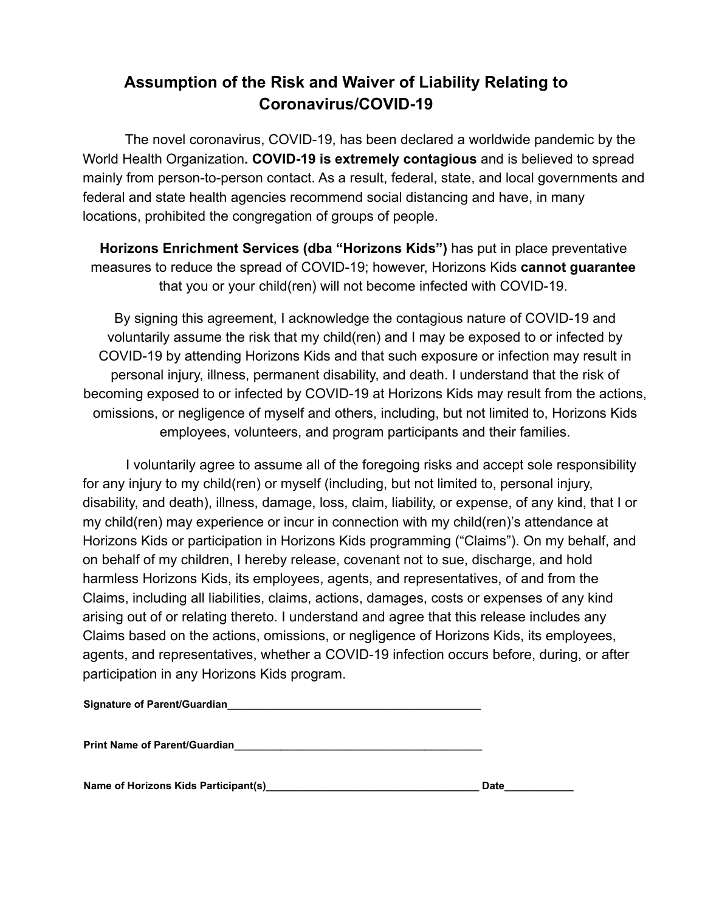# Assumption of the Risk and Waiver of Liability Relating to Coronavirus/COVID-19

The novel coronavirus, COVID-19, has been declared a worldwide pandemic by the World Health Organization**. COVID-19 is extremely contagious** and is believed to spread mainly from person-to-person contact. As a result, federal, state, and local governments and federal and state health agencies recommend social distancing and have, in many locations, prohibited the congregation of groups of people.

**Horizons Enrichment Services (dba "Horizons Kids")** has put in place preventative measures to reduce the spread of COVID-19; however, Horizons Kids **cannot guarantee** that you or your child(ren) will not become infected with COVID-19.

By signing this agreement, I acknowledge the contagious nature of COVID-19 and voluntarily assume the risk that my child(ren) and I may be exposed to or infected by COVID-19 by attending Horizons Kids and that such exposure or infection may result in personal injury, illness, permanent disability, and death. I understand that the risk of becoming exposed to or infected by COVID-19 at Horizons Kids may result from the actions, omissions, or negligence of myself and others, including, but not limited to, Horizons Kids employees, volunteers, and program participants and their families.

I voluntarily agree to assume all of the foregoing risks and accept sole responsibility for any injury to my child(ren) or myself (including, but not limited to, personal injury, disability, and death), illness, damage, loss, claim, liability, or expense, of any kind, that I or my child(ren) may experience or incur in connection with my child(ren)'s attendance at Horizons Kids or participation in Horizons Kids programming ("Claims"). On my behalf, and on behalf of my children, I hereby release, covenant not to sue, discharge, and hold harmless Horizons Kids, its employees, agents, and representatives, of and from the Claims, including all liabilities, claims, actions, damages, costs or expenses of any kind arising out of or relating thereto. I understand and agree that this release includes any Claims based on the actions, omissions, or negligence of Horizons Kids, its employees, agents, and representatives, whether a COVID-19 infection occurs before, during, or after participation in any Horizons Kids program.

**Signature of Parent/Guardian**__________________________________________

**Print Name of Parent/Guardian**__________________________________________

**Name of Horizons Kids Participant(s)**_____________________________________ **Date**____________